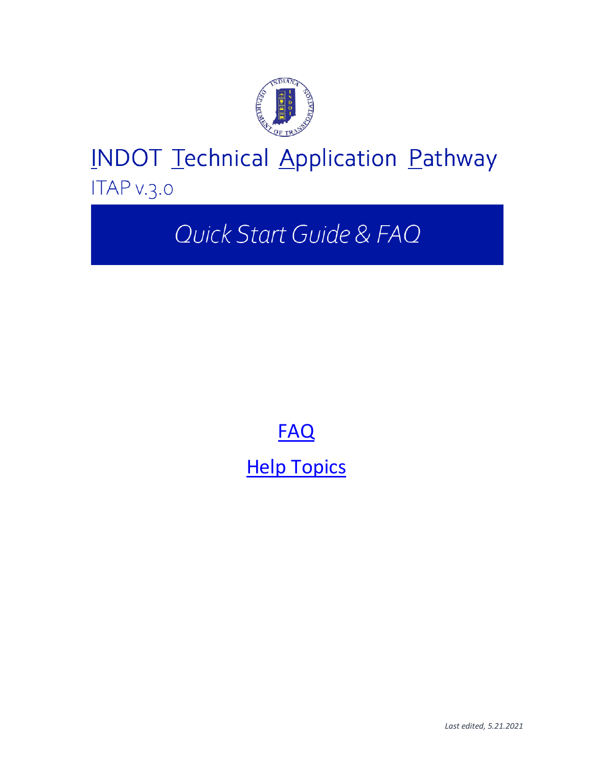# INDOT Technical Application Pathway

ITAP v.3.0

## *Quick Start Guide & FAQ*

FAQ

Help Topics

*Last edited, 5.21.2021*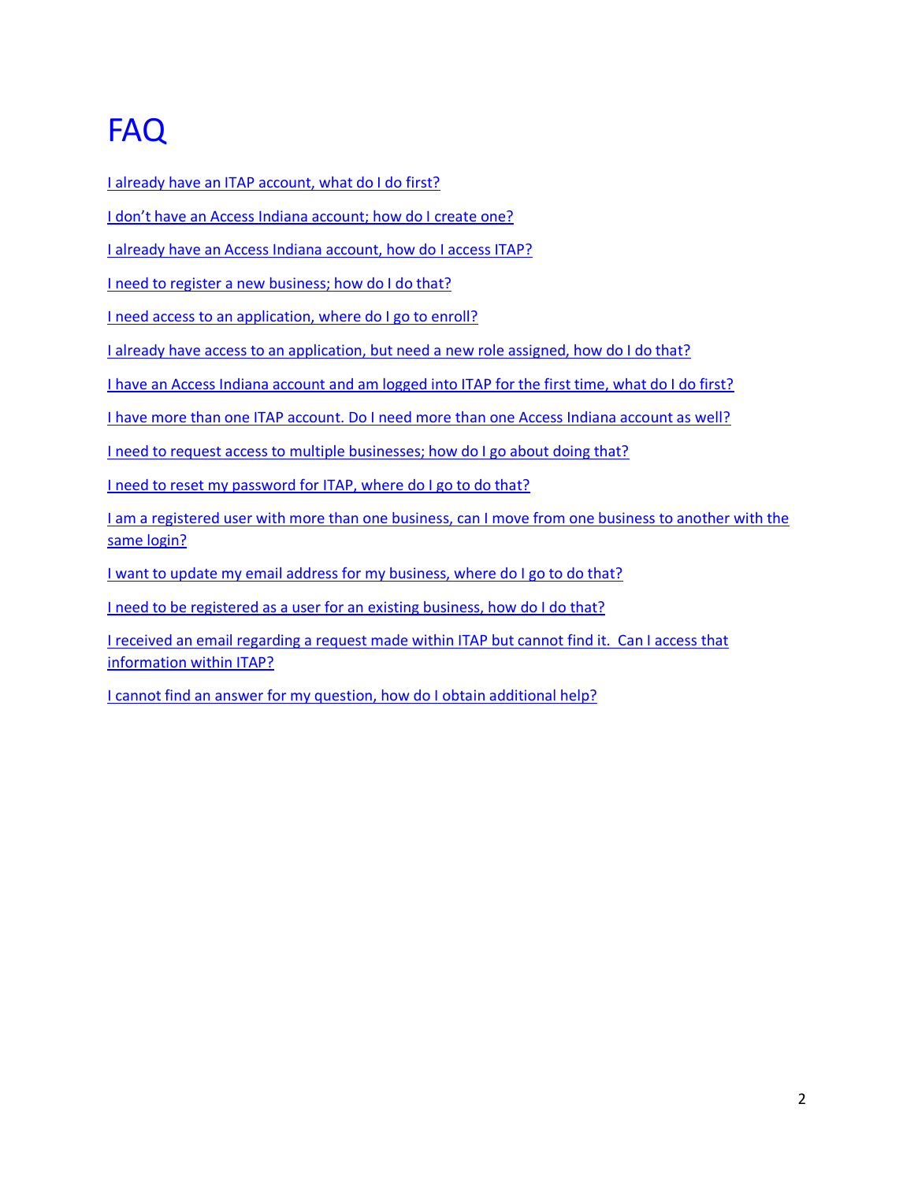# FAQ

I already have an ITAP account, what do I do first?

I don't have an Access Indiana account; how do I create one?

I already have an Access Indiana account, how do I access ITAP?

I need to register a new business; how do I do that?

I need access to an application, where do I go to enroll?

I already have access to an application, but need a new role assigned, how do I do that?

I have an Access Indiana account and am logged into ITAP for the first time, what do I do first?

I have more than one ITAP account. Do I need more than one Access Indiana account as well?

I need to request access to multiple businesses; how do I go about doing that?

I need to reset my password for ITAP, where do I go to do that?

I am a registered user with more than one business, can I move from one business to another with the same login?

I want to update my email address for my business, where do I go to do that?

I need to be registered as a user for an existing business, how do I do that?

I received an email regarding a request made within ITAP but cannot find it. Can I access that information within ITAP?

I cannot find an answer for my question, how do I obtain additional help?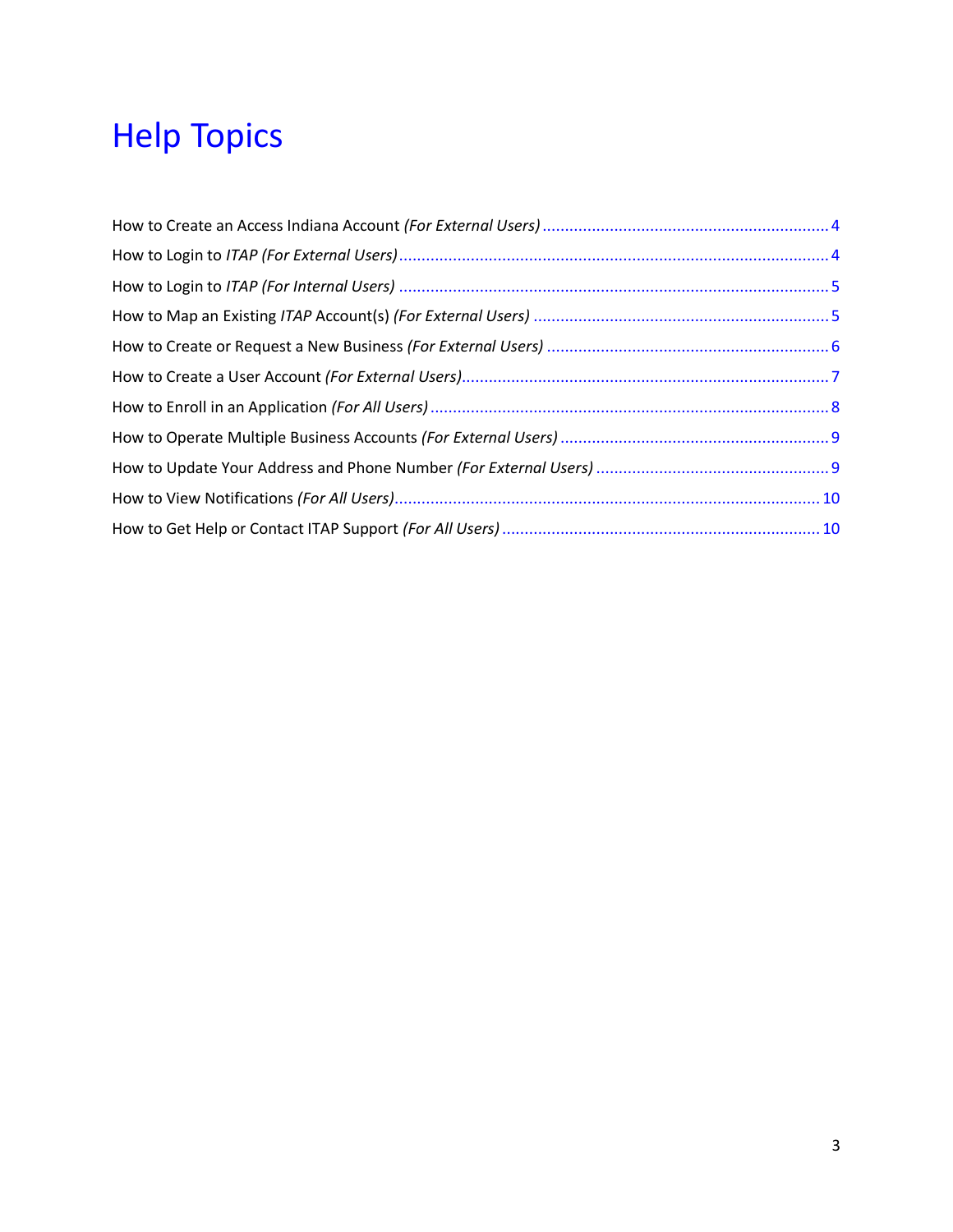# Help Topics

How to Create an Access Indiana Account *(For External Users)* ..... 4

How to Login to *ITAP (For External Users)* ..... 4

How to Login to *ITAP (For Internal Users)* ..... 5

How to Map an Existing *ITAP* Account(s) *(For External Users)* ..... 5

How to Create or Request a New Business *(For External Users)* ..... 6

How to Create a User Account *(For External Users)* ..... 7

How to Enroll in an Application *(For All Users)* ..... 8

How to Operate Multiple Business Accounts *(For External Users)* ..... 9

How to Update Your Address and Phone Number *(For External Users)* ..... 9

How to View Notifications *(For All Users)* ..... 10

How to Get Help or Contact ITAP Support *(For All Users)* ..... 10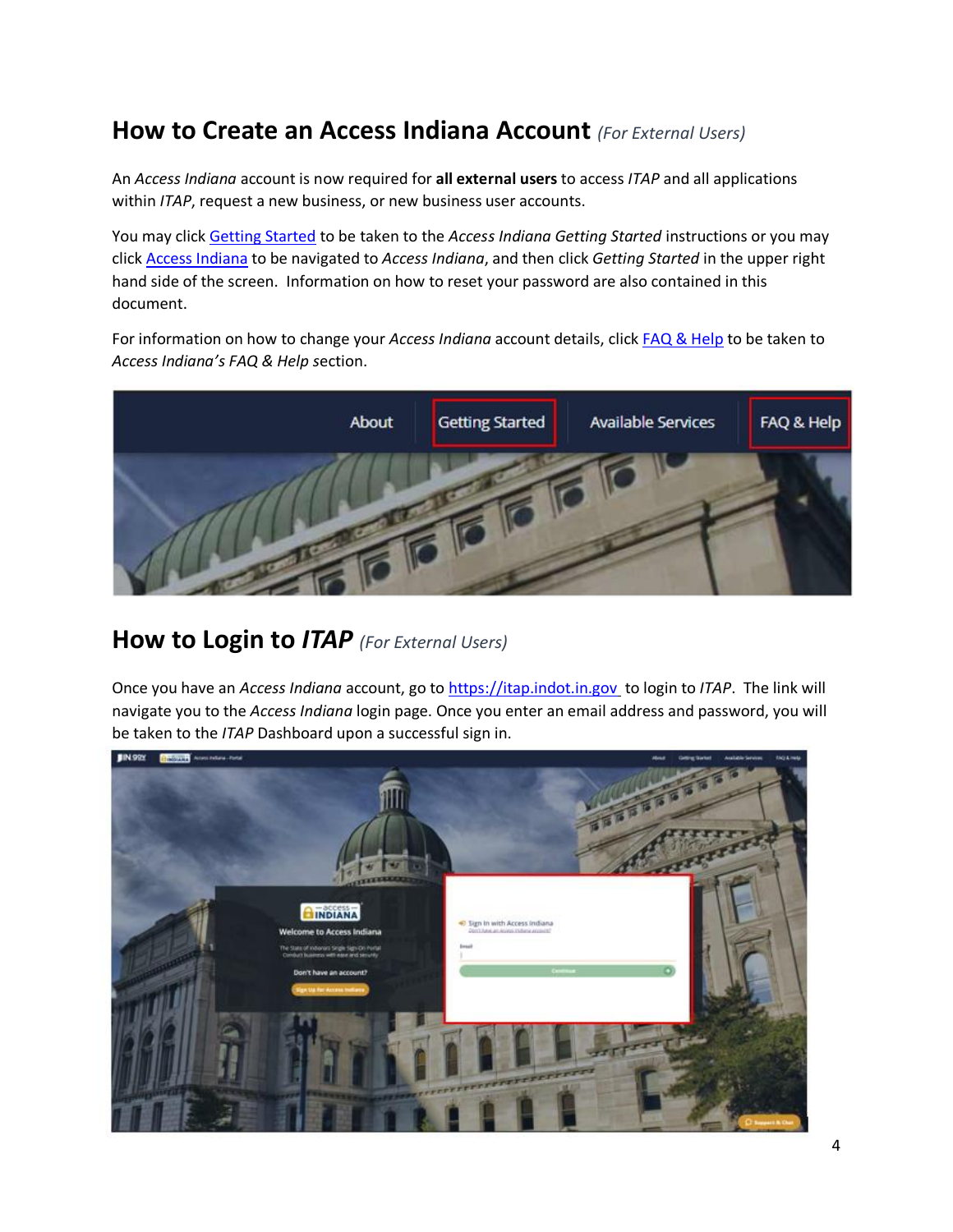## How to Create an Access Indiana Account *(For External Users)*

An *Access Indiana* account is now required for **all external users** to access *ITAP* and all applications within *ITAP*, request a new business, or new business user accounts.

You may click Getting Started to be taken to the *Access Indiana Getting Started* instructions or you may click Access Indiana to be navigated to *Access Indiana*, and then click *Getting Started* in the upper right hand side of the screen. Information on how to reset your password are also contained in this document.

For information on how to change your *Access Indiana* account details, click FAQ & Help to be taken to *Access Indiana's FAQ & Help* section.

## How to Login to *ITAP* *(For External Users)*

Once you have an *Access Indiana* account, go to https://itap.indot.in.gov to login to *ITAP*. The link will navigate you to the *Access Indiana* login page. Once you enter an email address and password, you will be taken to the *ITAP* Dashboard upon a successful sign in.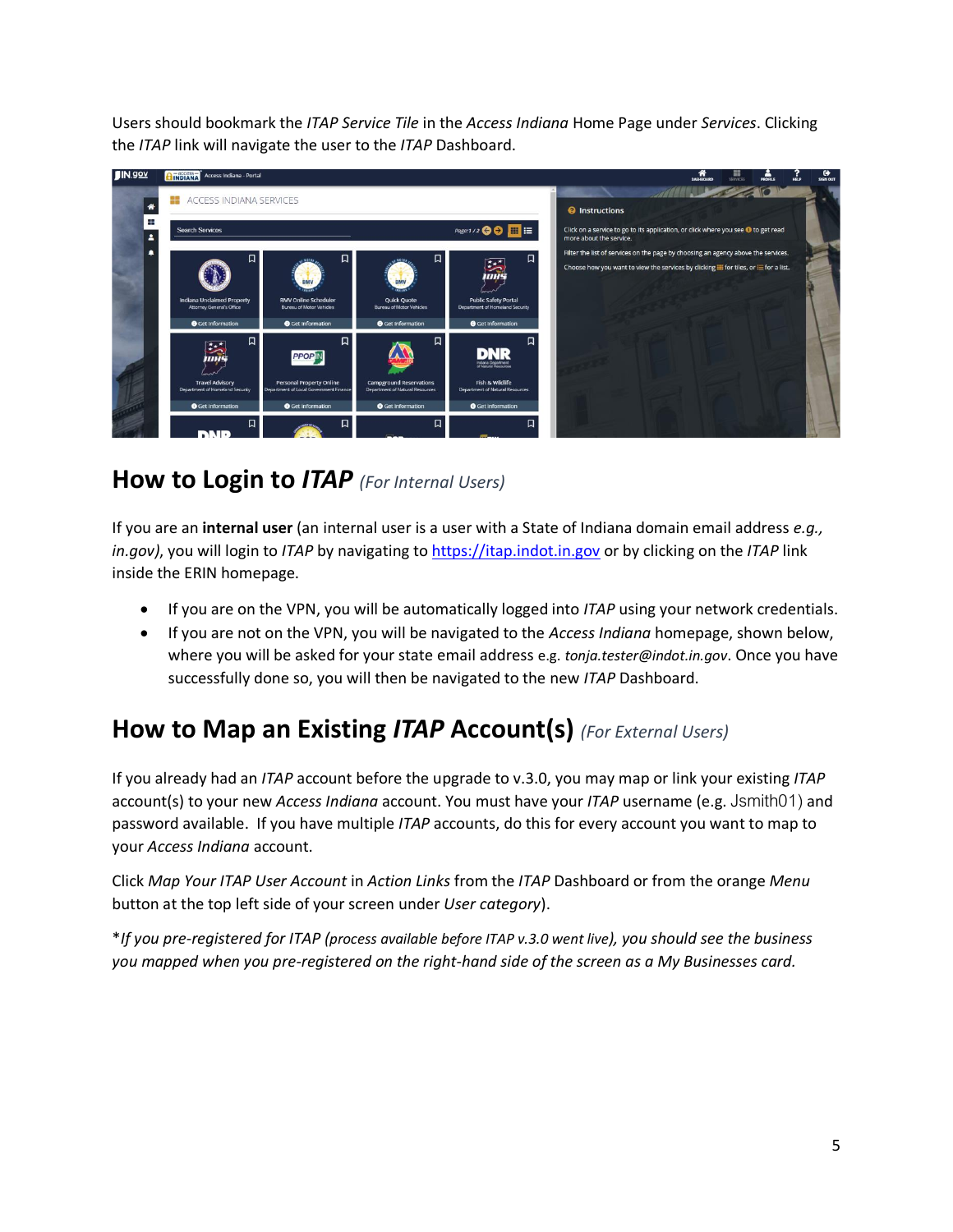Users should bookmark the *ITAP Service Tile* in the *Access Indiana* Home Page under *Services*. Clicking the *ITAP* link will navigate the user to the *ITAP* Dashboard.

## How to Login to *ITAP* *(For Internal Users)*

If you are an **internal user** (an internal user is a user with a State of Indiana domain email address *e.g., in.gov)*, you will login to *ITAP* by navigating to https://itap.indot.in.gov or by clicking on the *ITAP* link inside the ERIN homepage.

- If you are on the VPN, you will be automatically logged into *ITAP* using your network credentials.
- If you are not on the VPN, you will be navigated to the *Access Indiana* homepage, shown below, where you will be asked for your state email address e.g. *tonja.tester@indot.in.gov*. Once you have successfully done so, you will then be navigated to the new *ITAP* Dashboard.

## How to Map an Existing *ITAP* Account(s) *(For External Users)*

If you already had an *ITAP* account before the upgrade to v.3.0, you may map or link your existing *ITAP* account(s) to your new *Access Indiana* account. You must have your *ITAP* username (e.g. Jsmith01) and password available. If you have multiple *ITAP* accounts, do this for every account you want to map to your *Access Indiana* account.

Click *Map Your ITAP User Account* in *Action Links* from the *ITAP* Dashboard or from the orange *Menu* button at the top left side of your screen under *User category*).

\**If you pre-registered for ITAP (process available before ITAP v.3.0 went live), you should see the business you mapped when you pre-registered on the right-hand side of the screen as a My Businesses card.*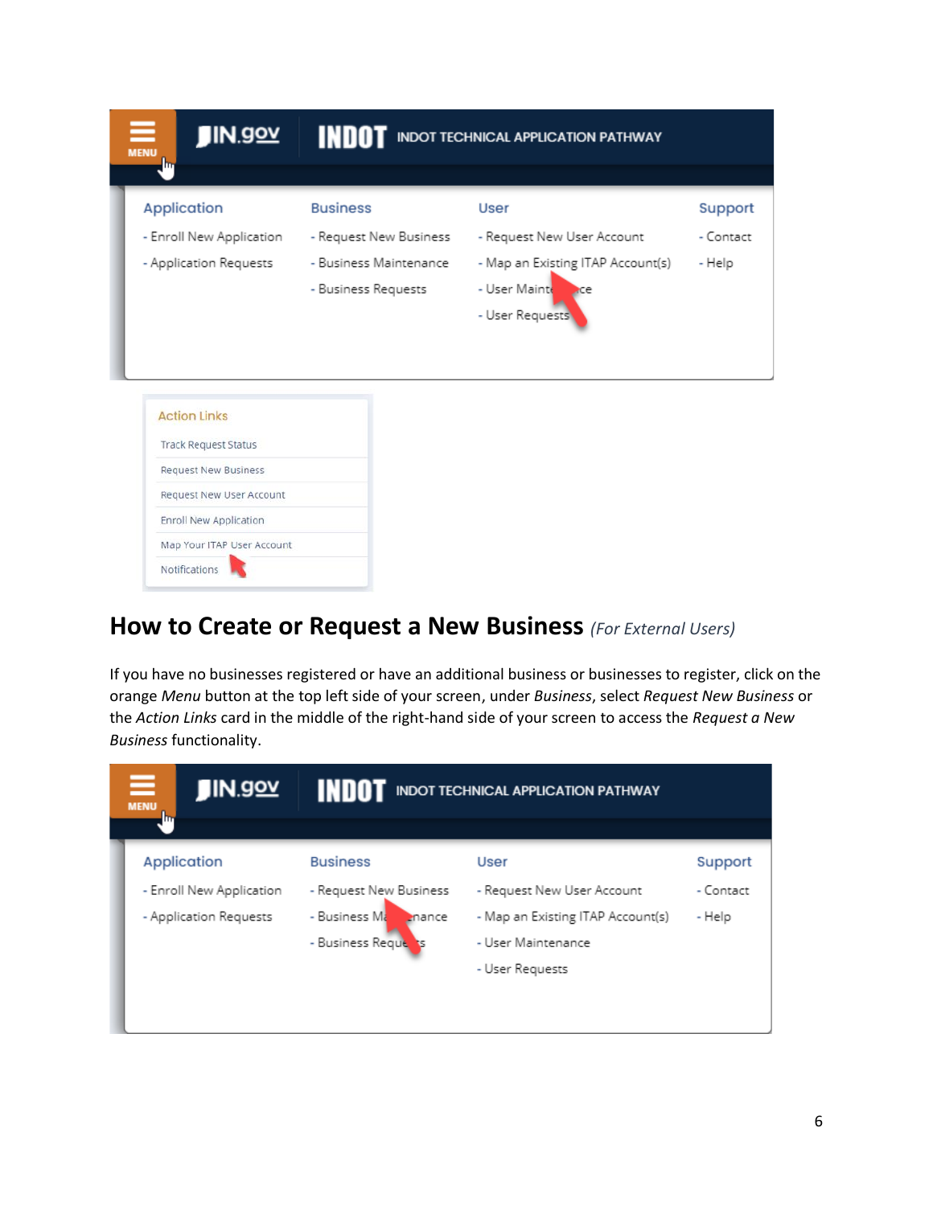MENU

IN.gov | INDOT INDOT TECHNICAL APPLICATION PATHWAY

Application
- Enroll New Application
- Application Requests

Business
- Request New Business
- Business Maintenance
- Business Requests

User
- Request New User Account
- Map an Existing ITAP Account(s)
- User Maintenance
- User Requests

Support
- Contact
- Help

Action Links

Track Request Status
Request New Business
Request New User Account
Enroll New Application
Map Your ITAP User Account
Notifications

## How to Create or Request a New Business *(For External Users)*

If you have no businesses registered or have an additional business or businesses to register, click on the orange *Menu* button at the top left side of your screen, under *Business*, select *Request New Business* or the *Action Links* card in the middle of the right-hand side of your screen to access the *Request a New Business* functionality.

MENU

IN.gov | INDOT INDOT TECHNICAL APPLICATION PATHWAY

Application
- Enroll New Application
- Application Requests

Business
- Request New Business
- Business Maintenance
- Business Requests

User
- Request New User Account
- Map an Existing ITAP Account(s)
- User Maintenance
- User Requests

Support
- Contact
- Help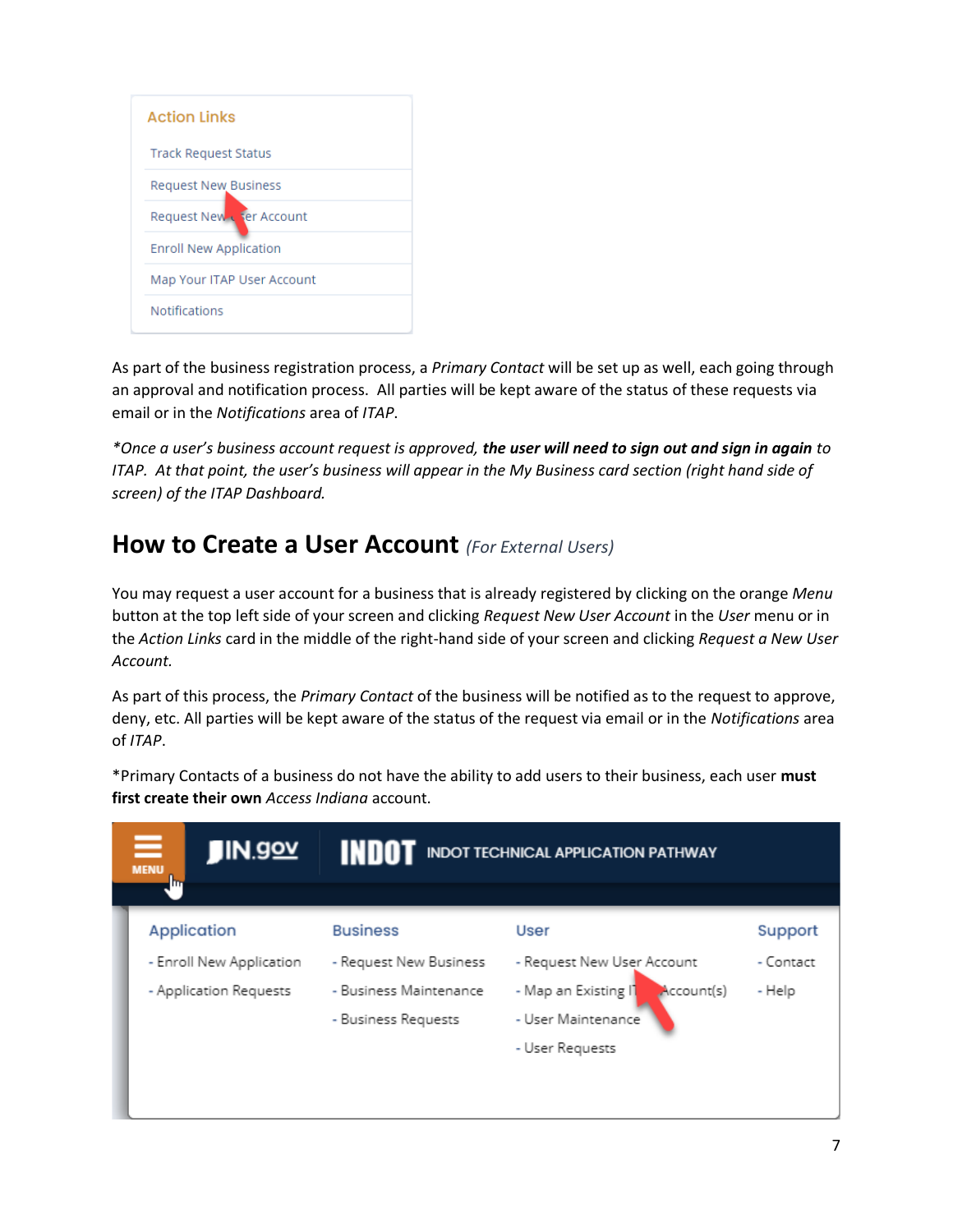As part of the business registration process, a *Primary Contact* will be set up as well, each going through an approval and notification process. All parties will be kept aware of the status of these requests via email or in the *Notifications* area of *ITAP*.

*\*Once a user's business account request is approved,* ***the user will need to sign out and sign in again*** *to ITAP. At that point, the user's business will appear in the My Business card section (right hand side of screen) of the ITAP Dashboard.*

## How to Create a User Account *(For External Users)*

You may request a user account for a business that is already registered by clicking on the orange *Menu* button at the top left side of your screen and clicking *Request New User Account* in the *User* menu or in the *Action Links* card in the middle of the right-hand side of your screen and clicking *Request a New User Account*.

As part of this process, the *Primary Contact* of the business will be notified as to the request to approve, deny, etc. All parties will be kept aware of the status of the request via email or in the *Notifications* area of *ITAP*.

*Primary Contacts of a business do not have the ability to add users to their business, each user **must first create their own** *Access Indiana* account.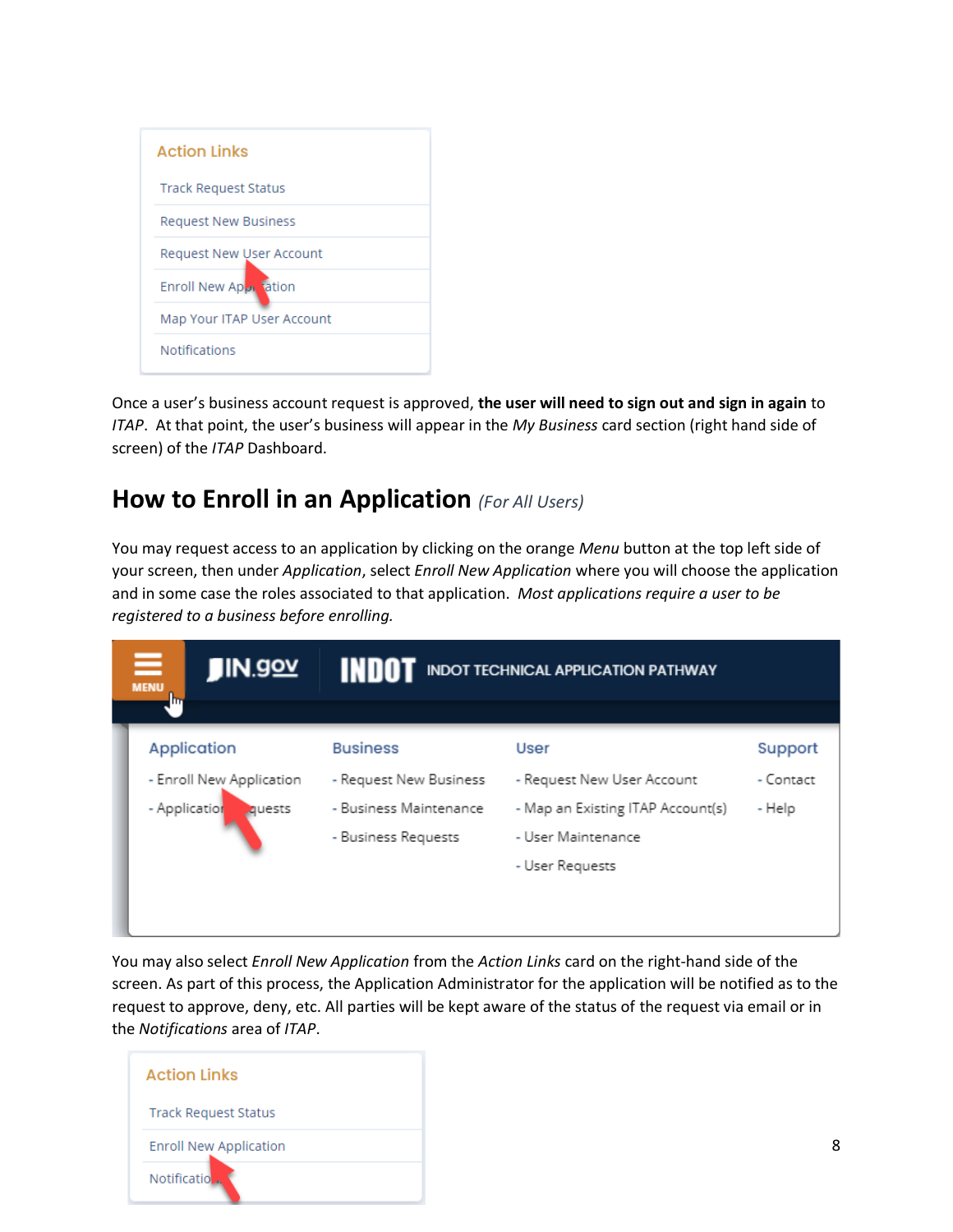Action Links

Track Request Status

Request New Business

Request New User Account

Enroll New Application

Map Your ITAP User Account

Notifications

Once a user's business account request is approved, **the user will need to sign out and sign in again** to *ITAP*. At that point, the user's business will appear in the *My Business* card section (right hand side of screen) of the *ITAP* Dashboard.

## How to Enroll in an Application *(For All Users)*

You may request access to an application by clicking on the orange *Menu* button at the top left side of your screen, then under *Application*, select *Enroll New Application* where you will choose the application and in some case the roles associated to that application. *Most applications require a user to be registered to a business before enrolling.*

MENU IN.gov INDOT INDOT TECHNICAL APPLICATION PATHWAY

Application
- Enroll New Application
- Application Requests

Business
- Request New Business
- Business Maintenance
- Business Requests

User
- Request New User Account
- Map an Existing ITAP Account(s)
- User Maintenance
- User Requests

Support
- Contact
- Help

You may also select *Enroll New Application* from the *Action Links* card on the right-hand side of the screen. As part of this process, the Application Administrator for the application will be notified as to the request to approve, deny, etc. All parties will be kept aware of the status of the request via email or in the *Notifications* area of *ITAP*.

Action Links

Track Request Status

Enroll New Application

Notifications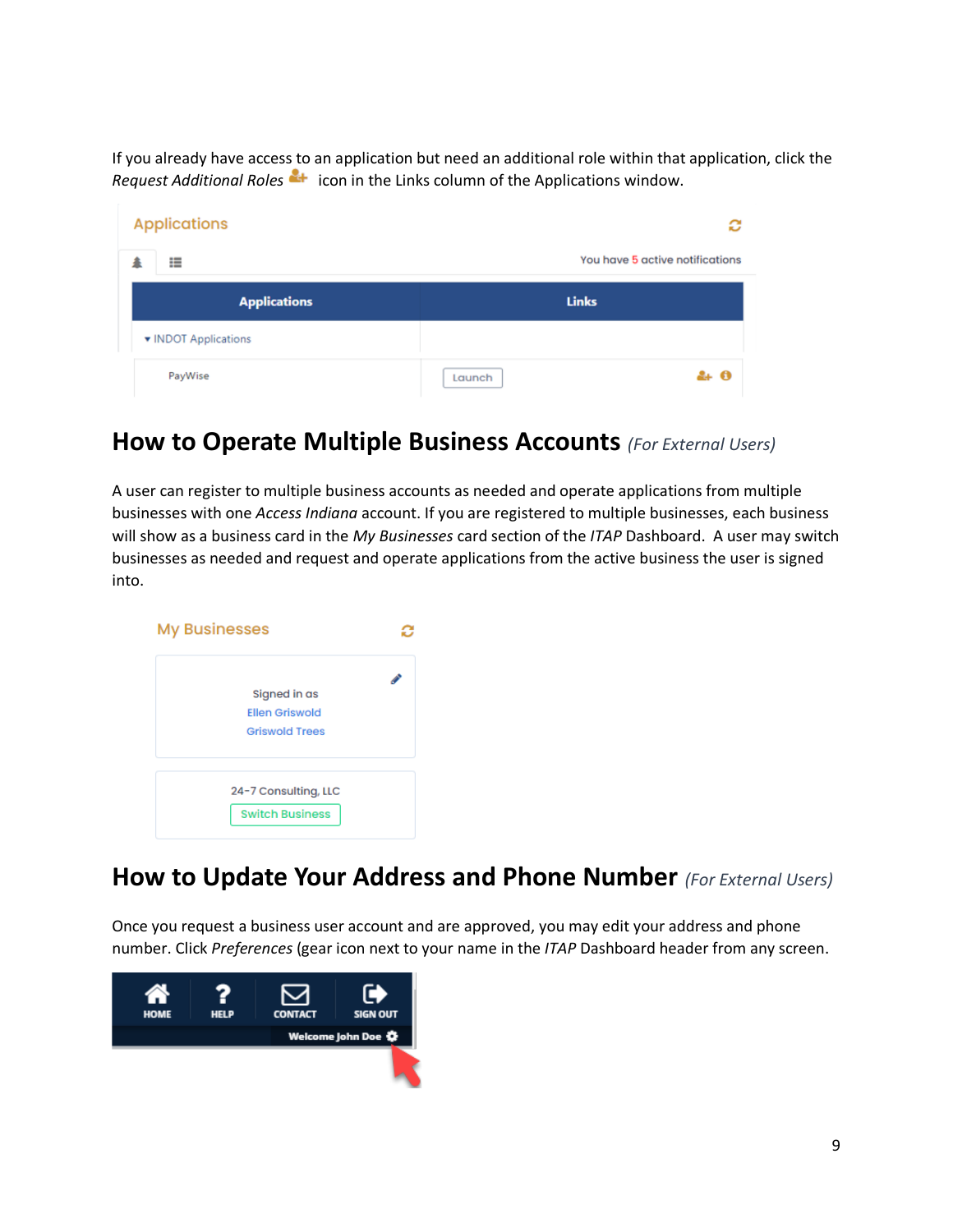If you already have access to an application but need an additional role within that application, click the *Request Additional Roles* icon in the Links column of the Applications window.

## How to Operate Multiple Business Accounts *(For External Users)*

A user can register to multiple business accounts as needed and operate applications from multiple businesses with one *Access Indiana* account. If you are registered to multiple businesses, each business will show as a business card in the *My Businesses* card section of the *ITAP* Dashboard. A user may switch businesses as needed and request and operate applications from the active business the user is signed into.

## How to Update Your Address and Phone Number *(For External Users)*

Once you request a business user account and are approved, you may edit your address and phone number. Click *Preferences* (gear icon next to your name in the *ITAP* Dashboard header from any screen.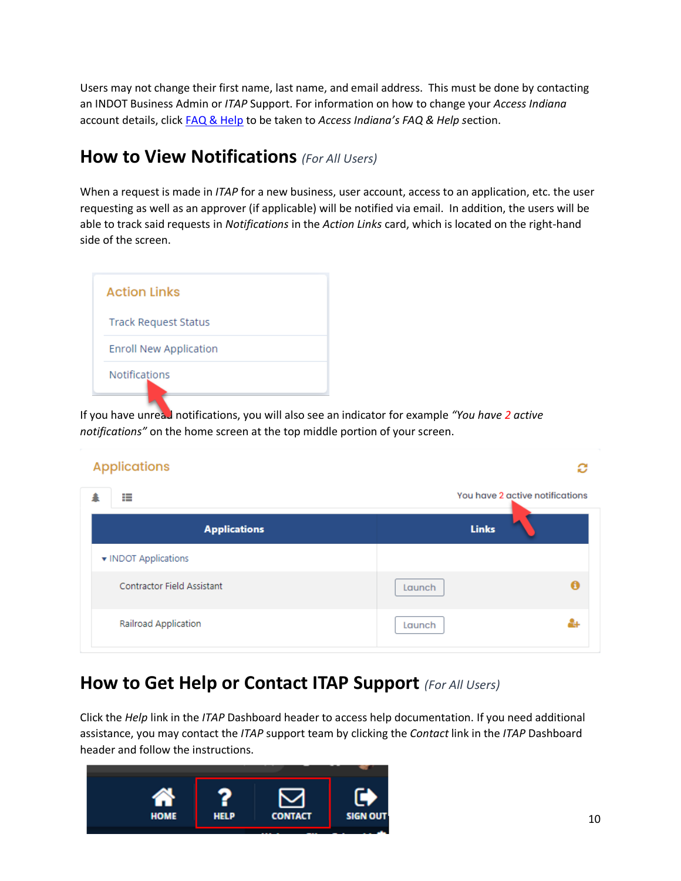Users may not change their first name, last name, and email address. This must be done by contacting an INDOT Business Admin or *ITAP* Support. For information on how to change your *Access Indiana* account details, click [FAQ & Help](#) to be taken to *Access Indiana's FAQ & Help* section.

## How to View Notifications *(For All Users)*

When a request is made in *ITAP* for a new business, user account, access to an application, etc. the user requesting as well as an approver (if applicable) will be notified via email. In addition, the users will be able to track said requests in *Notifications* in the *Action Links* card, which is located on the right-hand side of the screen.

If you have unread notifications, you will also see an indicator for example *"You have 2 active notifications"* on the home screen at the top middle portion of your screen.

## How to Get Help or Contact ITAP Support *(For All Users)*

Click the *Help* link in the *ITAP* Dashboard header to access help documentation. If you need additional assistance, you may contact the *ITAP* support team by clicking the *Contact* link in the *ITAP* Dashboard header and follow the instructions.